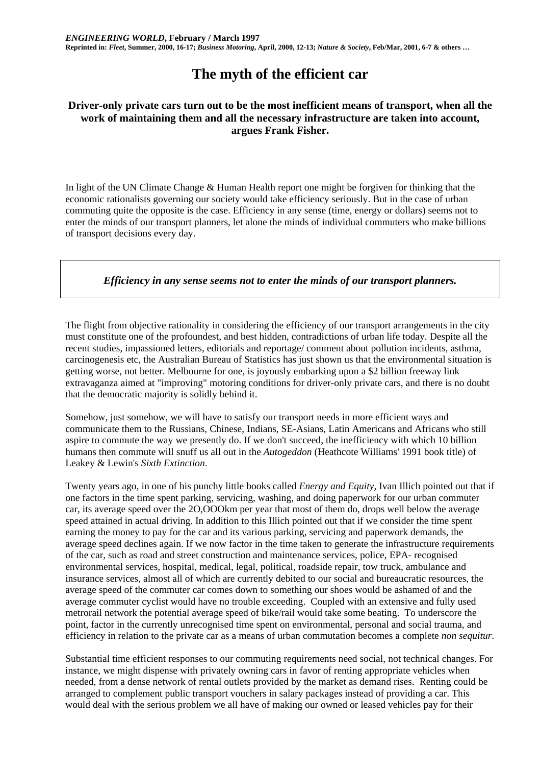*ENGINEERING WORLD*, **February / March 1997**
**Reprinted in: *Fleet*, Summer, 2000, 16-17; *Business Motoring*, April, 2000, 12-13; *Nature & Society*, Feb/Mar, 2001, 6-7 & others …**

# The myth of the efficient car

### Driver-only private cars turn out to be the most inefficient means of transport, when all the work of maintaining them and all the necessary infrastructure are taken into account, argues Frank Fisher.

In light of the UN Climate Change & Human Health report one might be forgiven for thinking that the economic rationalists governing our society would take efficiency seriously. But in the case of urban commuting quite the opposite is the case. Efficiency in any sense (time, energy or dollars) seems not to enter the minds of our transport planners, let alone the minds of individual commuters who make billions of transport decisions every day.

> ***Efficiency in any sense seems not to enter the minds of our transport planners.***

The flight from objective rationality in considering the efficiency of our transport arrangements in the city must constitute one of the profoundest, and best hidden, contradictions of urban life today. Despite all the recent studies, impassioned letters, editorials and reportage/ comment about pollution incidents, asthma, carcinogenesis etc, the Australian Bureau of Statistics has just shown us that the environmental situation is getting worse, not better. Melbourne for one, is joyously embarking upon a $2 billion freeway link extravaganza aimed at "improving" motoring conditions for driver-only private cars, and there is no doubt that the democratic majority is solidly behind it.

Somehow, just somehow, we will have to satisfy our transport needs in more efficient ways and communicate them to the Russians, Chinese, Indians, SE-Asians, Latin Americans and Africans who still aspire to commute the way we presently do. If we don't succeed, the inefficiency with which 10 billion humans then commute will snuff us all out in the *Autogeddon* (Heathcote Williams' 1991 book title) of Leakey & Lewin's *Sixth Extinction*.

Twenty years ago, in one of his punchy little books called *Energy and Equity*, Ivan Illich pointed out that if one factors in the time spent parking, servicing, washing, and doing paperwork for our urban commuter car, its average speed over the 2O,OOOkm per year that most of them do, drops well below the average speed attained in actual driving. In addition to this Illich pointed out that if we consider the time spent earning the money to pay for the car and its various parking, servicing and paperwork demands, the average speed declines again. If we now factor in the time taken to generate the infrastructure requirements of the car, such as road and street construction and maintenance services, police, EPA- recognised environmental services, hospital, medical, legal, political, roadside repair, tow truck, ambulance and insurance services, almost all of which are currently debited to our social and bureaucratic resources, the average speed of the commuter car comes down to something our shoes would be ashamed of and the average commuter cyclist would have no trouble exceeding. Coupled with an extensive and fully used metrorail network the potential average speed of bike/rail would take some beating. To underscore the point, factor in the currently unrecognised time spent on environmental, personal and social trauma, and efficiency in relation to the private car as a means of urban commutation becomes a complete *non sequitur*.

Substantial time efficient responses to our commuting requirements need social, not technical changes. For instance, we might dispense with privately owning cars in favor of renting appropriate vehicles when needed, from a dense network of rental outlets provided by the market as demand rises. Renting could be arranged to complement public transport vouchers in salary packages instead of providing a car. This would deal with the serious problem we all have of making our owned or leased vehicles pay for their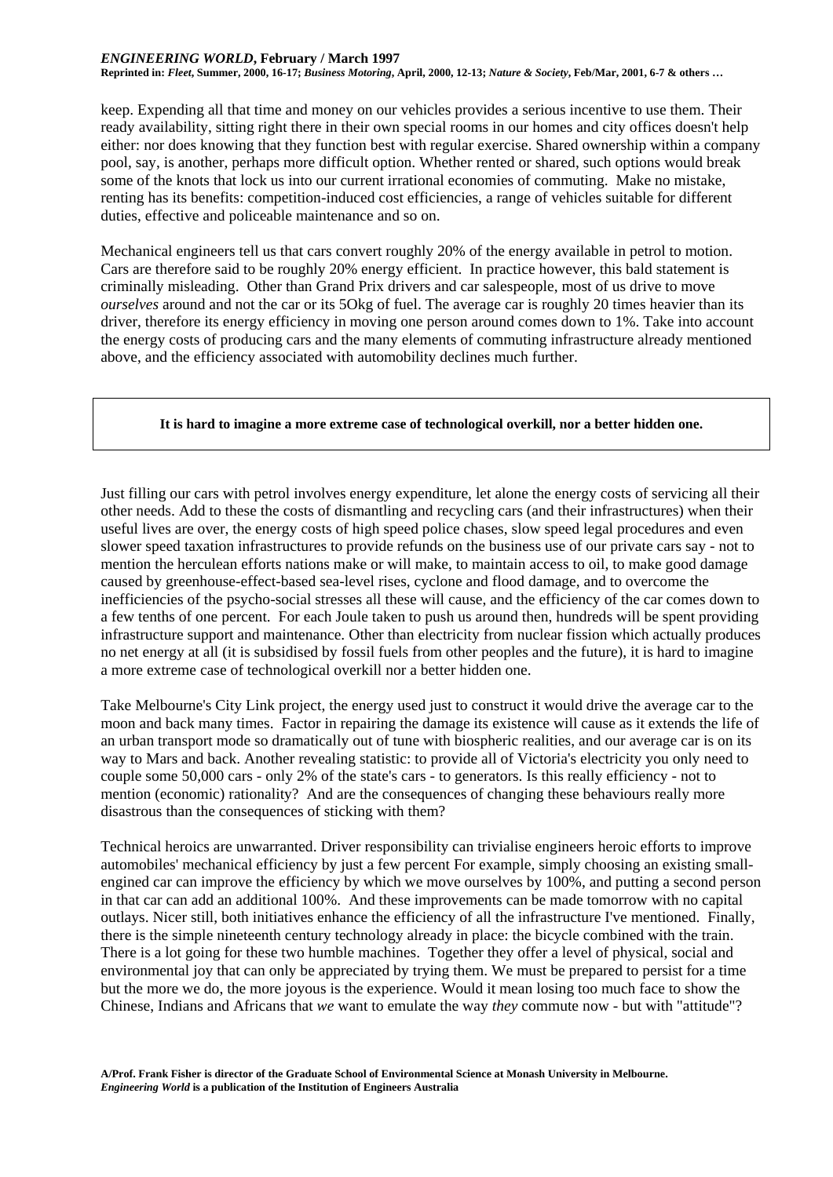keep. Expending all that time and money on our vehicles provides a serious incentive to use them. Their ready availability, sitting right there in their own special rooms in our homes and city offices doesn't help either: nor does knowing that they function best with regular exercise. Shared ownership within a company pool, say, is another, perhaps more difficult option. Whether rented or shared, such options would break some of the knots that lock us into our current irrational economies of commuting. Make no mistake, renting has its benefits: competition-induced cost efficiencies, a range of vehicles suitable for different duties, effective and policeable maintenance and so on.

Mechanical engineers tell us that cars convert roughly 20% of the energy available in petrol to motion. Cars are therefore said to be roughly 20% energy efficient. In practice however, this bald statement is criminally misleading. Other than Grand Prix drivers and car salespeople, most of us drive to move *ourselves* around and not the car or its 5Okg of fuel. The average car is roughly 20 times heavier than its driver, therefore its energy efficiency in moving one person around comes down to 1%. Take into account the energy costs of producing cars and the many elements of commuting infrastructure already mentioned above, and the efficiency associated with automobility declines much further.

**It is hard to imagine a more extreme case of technological overkill, nor a better hidden one.**

Just filling our cars with petrol involves energy expenditure, let alone the energy costs of servicing all their other needs. Add to these the costs of dismantling and recycling cars (and their infrastructures) when their useful lives are over, the energy costs of high speed police chases, slow speed legal procedures and even slower speed taxation infrastructures to provide refunds on the business use of our private cars say - not to mention the herculean efforts nations make or will make, to maintain access to oil, to make good damage caused by greenhouse-effect-based sea-level rises, cyclone and flood damage, and to overcome the inefficiencies of the psycho-social stresses all these will cause, and the efficiency of the car comes down to a few tenths of one percent. For each Joule taken to push us around then, hundreds will be spent providing infrastructure support and maintenance. Other than electricity from nuclear fission which actually produces no net energy at all (it is subsidised by fossil fuels from other peoples and the future), it is hard to imagine a more extreme case of technological overkill nor a better hidden one.

Take Melbourne's City Link project, the energy used just to construct it would drive the average car to the moon and back many times. Factor in repairing the damage its existence will cause as it extends the life of an urban transport mode so dramatically out of tune with biospheric realities, and our average car is on its way to Mars and back. Another revealing statistic: to provide all of Victoria's electricity you only need to couple some 50,000 cars - only 2% of the state's cars - to generators. Is this really efficiency - not to mention (economic) rationality? And are the consequences of changing these behaviours really more disastrous than the consequences of sticking with them?

Technical heroics are unwarranted. Driver responsibility can trivialise engineers heroic efforts to improve automobiles' mechanical efficiency by just a few percent For example, simply choosing an existing small-engined car can improve the efficiency by which we move ourselves by 100%, and putting a second person in that car can add an additional 100%. And these improvements can be made tomorrow with no capital outlays. Nicer still, both initiatives enhance the efficiency of all the infrastructure I've mentioned. Finally, there is the simple nineteenth century technology already in place: the bicycle combined with the train. There is a lot going for these two humble machines. Together they offer a level of physical, social and environmental joy that can only be appreciated by trying them. We must be prepared to persist for a time but the more we do, the more joyous is the experience. Would it mean losing too much face to show the Chinese, Indians and Africans that *we* want to emulate the way *they* commute now - but with "attitude"?

**A/Prof. Frank Fisher is director of the Graduate School of Environmental Science at Monash University in Melbourne.**
***Engineering World*** **is a publication of the Institution of Engineers Australia**